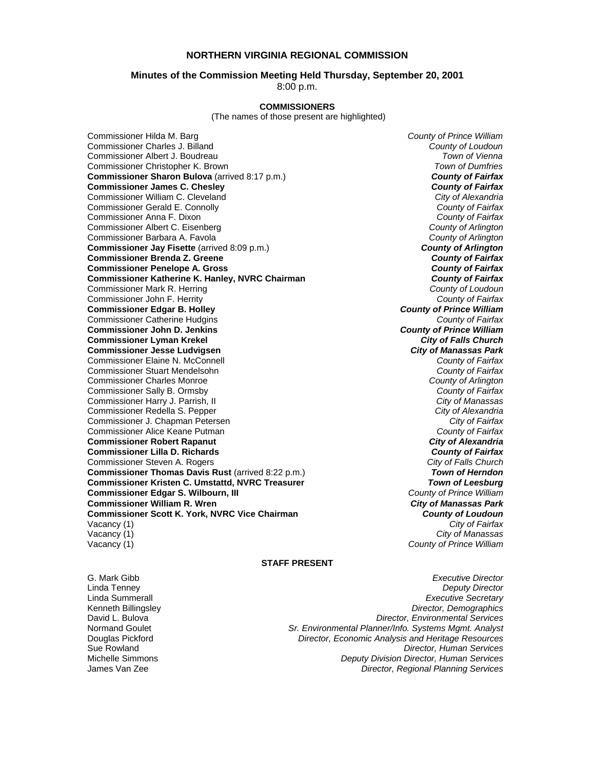# NORTHERN VIRGINIA REGIONAL COMMISSION

## Minutes of the Commission Meeting Held Thursday, September 20, 2001

8:00 p.m.

### COMMISSIONERS

(The names of those present are highlighted)

| | |
|---|---|
| Commissioner Hilda M. Barg | *County of Prince William* |
| Commissioner Charles J. Billand | *County of Loudoun* |
| Commissioner Albert J. Boudreau | *Town of Vienna* |
| Commissioner Christopher K. Brown | *Town of Dumfries* |
| **Commissioner Sharon Bulova** (arrived 8:17 p.m.) | ***County of Fairfax*** |
| **Commissioner James C. Chesley** | ***County of Fairfax*** |
| Commissioner William C. Cleveland | *City of Alexandria* |
| Commissioner Gerald E. Connolly | *County of Fairfax* |
| Commissioner Anna F. Dixon | *County of Fairfax* |
| Commissioner Albert C. Eisenberg | *County of Arlington* |
| Commissioner Barbara A. Favola | *County of Arlington* |
| **Commissioner Jay Fisette** (arrived 8:09 p.m.) | ***County of Arlington*** |
| **Commissioner Brenda Z. Greene** | ***County of Fairfax*** |
| **Commissioner Penelope A. Gross** | ***County of Fairfax*** |
| **Commissioner Katherine K. Hanley, NVRC Chairman** | ***County of Fairfax*** |
| Commissioner Mark R. Herring | *County of Loudoun* |
| Commissioner John F. Herrity | *County of Fairfax* |
| **Commissioner Edgar B. Holley** | ***County of Prince William*** |
| Commissioner Catherine Hudgins | *County of Fairfax* |
| **Commissioner John D. Jenkins** | ***County of Prince William*** |
| **Commissioner Lyman Krekel** | ***City of Falls Church*** |
| **Commissioner Jesse Ludvigsen** | ***City of Manassas Park*** |
| Commissioner Elaine N. McConnell | *County of Fairfax* |
| Commissioner Stuart Mendelsohn | *County of Fairfax* |
| Commissioner Charles Monroe | *County of Arlington* |
| Commissioner Sally B. Ormsby | *County of Fairfax* |
| Commissioner Harry J. Parrish, II | *City of Manassas* |
| Commissioner Redella S. Pepper | *City of Alexandria* |
| Commissioner J. Chapman Petersen | *City of Fairfax* |
| Commissioner Alice Keane Putman | *County of Fairfax* |
| **Commissioner Robert Rapanut** | ***City of Alexandria*** |
| **Commissioner Lilla D. Richards** | ***County of Fairfax*** |
| Commissioner Steven A. Rogers | *City of Falls Church* |
| **Commissioner Thomas Davis Rust** (arrived 8:22 p.m.) | ***Town of Herndon*** |
| **Commissioner Kristen C. Umstattd, NVRC Treasurer** | ***Town of Leesburg*** |
| **Commissioner Edgar S. Wilbourn, III** | *County of Prince William* |
| **Commissioner William R. Wren** | ***City of Manassas Park*** |
| **Commissioner Scott K. York, NVRC Vice Chairman** | ***County of Loudoun*** |
| Vacancy (1) | *City of Fairfax* |
| Vacancy (1) | *City of Manassas* |
| Vacancy (1) | *County of Prince William* |

### STAFF PRESENT

| | |
|---|---|
| G. Mark Gibb | *Executive Director* |
| Linda Tenney | *Deputy Director* |
| Linda Summerall | *Executive Secretary* |
| Kenneth Billingsley | *Director, Demographics* |
| David L. Bulova | *Director, Environmental Services* |
| Normand Goulet | *Sr. Environmental Planner/Info. Systems Mgmt. Analyst* |
| Douglas Pickford | *Director, Economic Analysis and Heritage Resources* |
| Sue Rowland | *Director, Human Services* |
| Michelle Simmons | *Deputy Division Director, Human Services* |
| James Van Zee | *Director, Regional Planning Services* |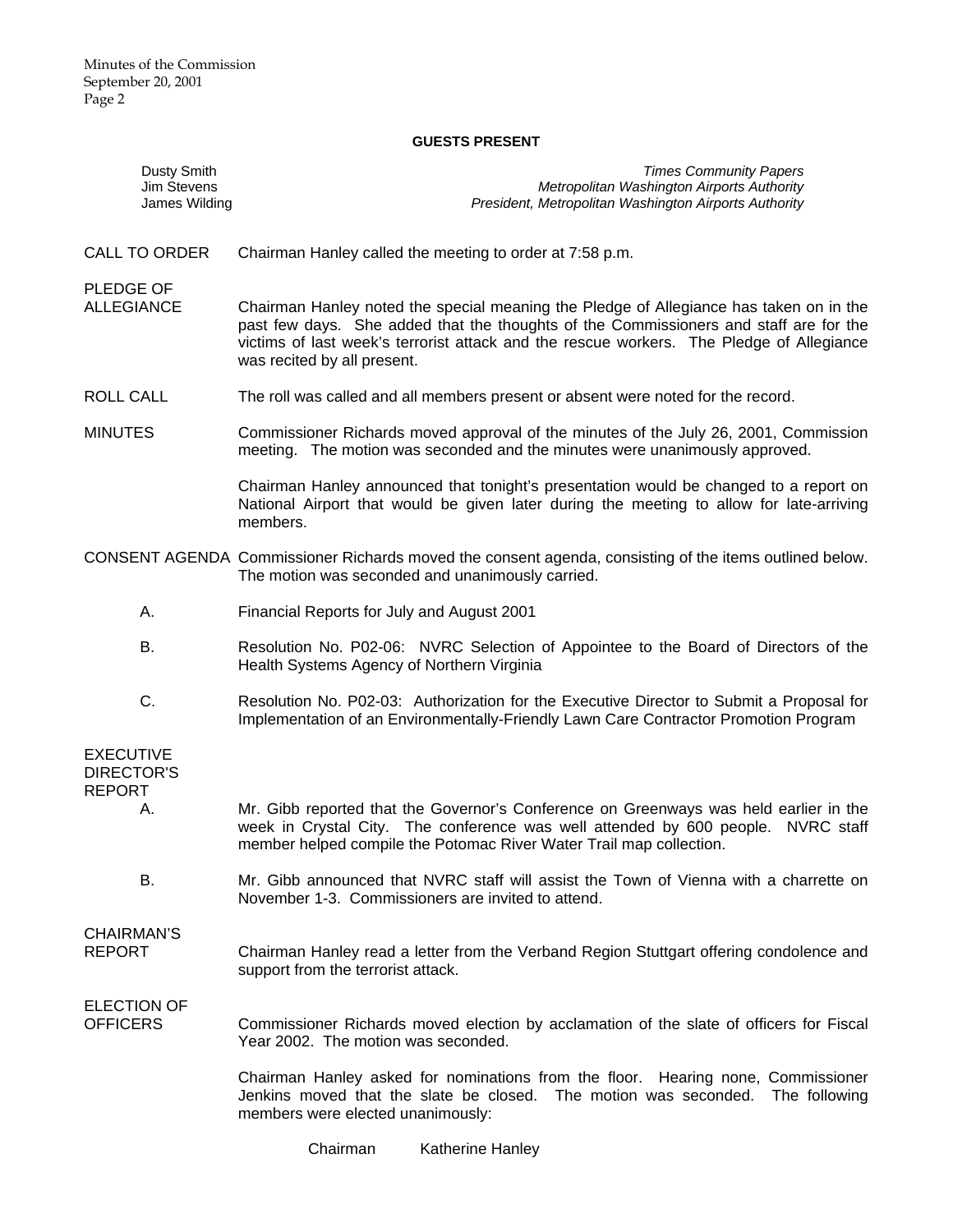## GUESTS PRESENT

| | |
|---|---|
| Dusty Smith | *Times Community Papers* |
| Jim Stevens | *Metropolitan Washington Airports Authority* |
| James Wilding | *President, Metropolitan Washington Airports Authority* |

CALL TO ORDER

Chairman Hanley called the meeting to order at 7:58 p.m.

PLEDGE OF ALLEGIANCE

Chairman Hanley noted the special meaning the Pledge of Allegiance has taken on in the past few days. She added that the thoughts of the Commissioners and staff are for the victims of last week's terrorist attack and the rescue workers. The Pledge of Allegiance was recited by all present.

ROLL CALL

The roll was called and all members present or absent were noted for the record.

MINUTES

Commissioner Richards moved approval of the minutes of the July 26, 2001, Commission meeting. The motion was seconded and the minutes were unanimously approved.

Chairman Hanley announced that tonight's presentation would be changed to a report on National Airport that would be given later during the meeting to allow for late-arriving members.

CONSENT AGENDA

Commissioner Richards moved the consent agenda, consisting of the items outlined below. The motion was seconded and unanimously carried.

A. Financial Reports for July and August 2001

B. Resolution No. P02-06: NVRC Selection of Appointee to the Board of Directors of the Health Systems Agency of Northern Virginia

C. Resolution No. P02-03: Authorization for the Executive Director to Submit a Proposal for Implementation of an Environmentally-Friendly Lawn Care Contractor Promotion Program

EXECUTIVE DIRECTOR'S REPORT

A. Mr. Gibb reported that the Governor's Conference on Greenways was held earlier in the week in Crystal City. The conference was well attended by 600 people. NVRC staff member helped compile the Potomac River Water Trail map collection.

B. Mr. Gibb announced that NVRC staff will assist the Town of Vienna with a charrette on November 1-3. Commissioners are invited to attend.

CHAIRMAN'S REPORT

Chairman Hanley read a letter from the Verband Region Stuttgart offering condolence and support from the terrorist attack.

ELECTION OF OFFICERS

Commissioner Richards moved election by acclamation of the slate of officers for Fiscal Year 2002. The motion was seconded.

Chairman Hanley asked for nominations from the floor. Hearing none, Commissioner Jenkins moved that the slate be closed. The motion was seconded. The following members were elected unanimously:

Chairman Katherine Hanley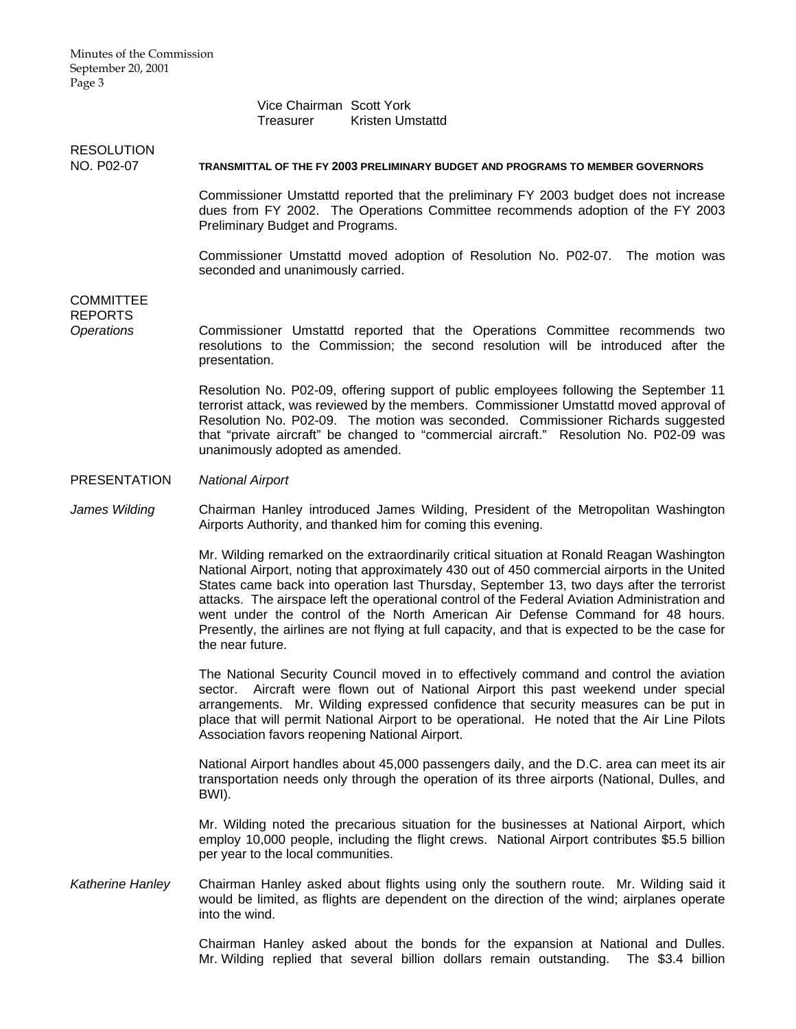Vice Chairman Scott York
Treasurer Kristen Umstattd

**RESOLUTION NO. P02-07** **TRANSMITTAL OF THE FY 2003 PRELIMINARY BUDGET AND PROGRAMS TO MEMBER GOVERNORS**

Commissioner Umstattd reported that the preliminary FY 2003 budget does not increase dues from FY 2002. The Operations Committee recommends adoption of the FY 2003 Preliminary Budget and Programs.

Commissioner Umstattd moved adoption of Resolution No. P02-07. The motion was seconded and unanimously carried.

**COMMITTEE REPORTS**

*Operations*

Commissioner Umstattd reported that the Operations Committee recommends two resolutions to the Commission; the second resolution will be introduced after the presentation.

Resolution No. P02-09, offering support of public employees following the September 11 terrorist attack, was reviewed by the members. Commissioner Umstattd moved approval of Resolution No. P02-09. The motion was seconded. Commissioner Richards suggested that "private aircraft" be changed to "commercial aircraft." Resolution No. P02-09 was unanimously adopted as amended.

**PRESENTATION** *National Airport*

*James Wilding*

Chairman Hanley introduced James Wilding, President of the Metropolitan Washington Airports Authority, and thanked him for coming this evening.

Mr. Wilding remarked on the extraordinarily critical situation at Ronald Reagan Washington National Airport, noting that approximately 430 out of 450 commercial airports in the United States came back into operation last Thursday, September 13, two days after the terrorist attacks. The airspace left the operational control of the Federal Aviation Administration and went under the control of the North American Air Defense Command for 48 hours. Presently, the airlines are not flying at full capacity, and that is expected to be the case for the near future.

The National Security Council moved in to effectively command and control the aviation sector. Aircraft were flown out of National Airport this past weekend under special arrangements. Mr. Wilding expressed confidence that security measures can be put in place that will permit National Airport to be operational. He noted that the Air Line Pilots Association favors reopening National Airport.

National Airport handles about 45,000 passengers daily, and the D.C. area can meet its air transportation needs only through the operation of its three airports (National, Dulles, and BWI).

Mr. Wilding noted the precarious situation for the businesses at National Airport, which employ 10,000 people, including the flight crews. National Airport contributes $5.5 billion per year to the local communities.

*Katherine Hanley*

Chairman Hanley asked about flights using only the southern route. Mr. Wilding said it would be limited, as flights are dependent on the direction of the wind; airplanes operate into the wind.

Chairman Hanley asked about the bonds for the expansion at National and Dulles. Mr. Wilding replied that several billion dollars remain outstanding. The $3.4 billion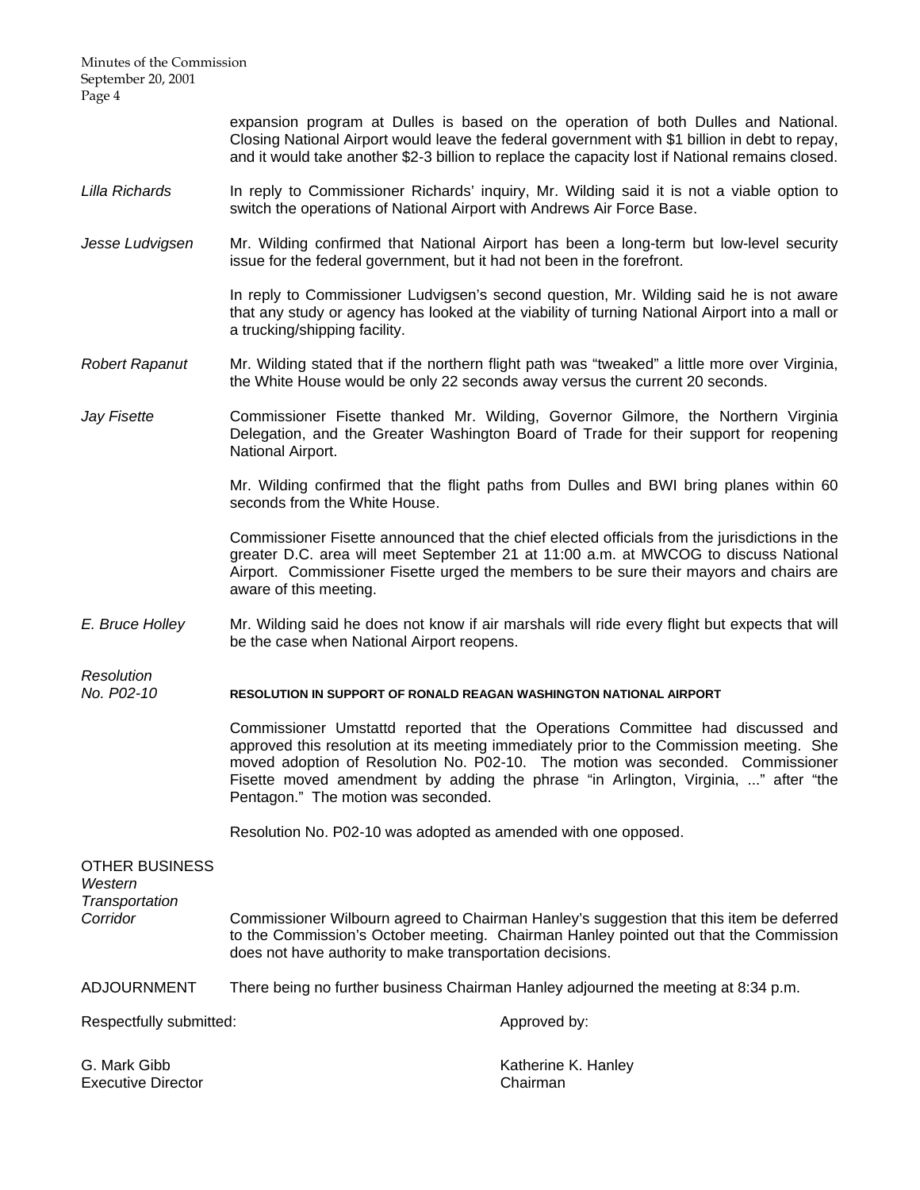expansion program at Dulles is based on the operation of both Dulles and National. Closing National Airport would leave the federal government with $1 billion in debt to repay, and it would take another $2-3 billion to replace the capacity lost if National remains closed.

*Lilla Richards*

In reply to Commissioner Richards' inquiry, Mr. Wilding said it is not a viable option to switch the operations of National Airport with Andrews Air Force Base.

*Jesse Ludvigsen*

Mr. Wilding confirmed that National Airport has been a long-term but low-level security issue for the federal government, but it had not been in the forefront.

In reply to Commissioner Ludvigsen's second question, Mr. Wilding said he is not aware that any study or agency has looked at the viability of turning National Airport into a mall or a trucking/shipping facility.

*Robert Rapanut*

Mr. Wilding stated that if the northern flight path was "tweaked" a little more over Virginia, the White House would be only 22 seconds away versus the current 20 seconds.

*Jay Fisette*

Commissioner Fisette thanked Mr. Wilding, Governor Gilmore, the Northern Virginia Delegation, and the Greater Washington Board of Trade for their support for reopening National Airport.

Mr. Wilding confirmed that the flight paths from Dulles and BWI bring planes within 60 seconds from the White House.

Commissioner Fisette announced that the chief elected officials from the jurisdictions in the greater D.C. area will meet September 21 at 11:00 a.m. at MWCOG to discuss National Airport. Commissioner Fisette urged the members to be sure their mayors and chairs are aware of this meeting.

*E. Bruce Holley*

Mr. Wilding said he does not know if air marshals will ride every flight but expects that will be the case when National Airport reopens.

*Resolution No. P02-10*

**RESOLUTION IN SUPPORT OF RONALD REAGAN WASHINGTON NATIONAL AIRPORT**

Commissioner Umstattd reported that the Operations Committee had discussed and approved this resolution at its meeting immediately prior to the Commission meeting. She moved adoption of Resolution No. P02-10. The motion was seconded. Commissioner Fisette moved amendment by adding the phrase "in Arlington, Virginia, ..." after "the Pentagon." The motion was seconded.

Resolution No. P02-10 was adopted as amended with one opposed.

OTHER BUSINESS

*Western Transportation Corridor*

Commissioner Wilbourn agreed to Chairman Hanley's suggestion that this item be deferred to the Commission's October meeting. Chairman Hanley pointed out that the Commission does not have authority to make transportation decisions.

ADJOURNMENT

There being no further business Chairman Hanley adjourned the meeting at 8:34 p.m.

Respectfully submitted:

G. Mark Gibb
Executive Director

Approved by:

Katherine K. Hanley
Chairman